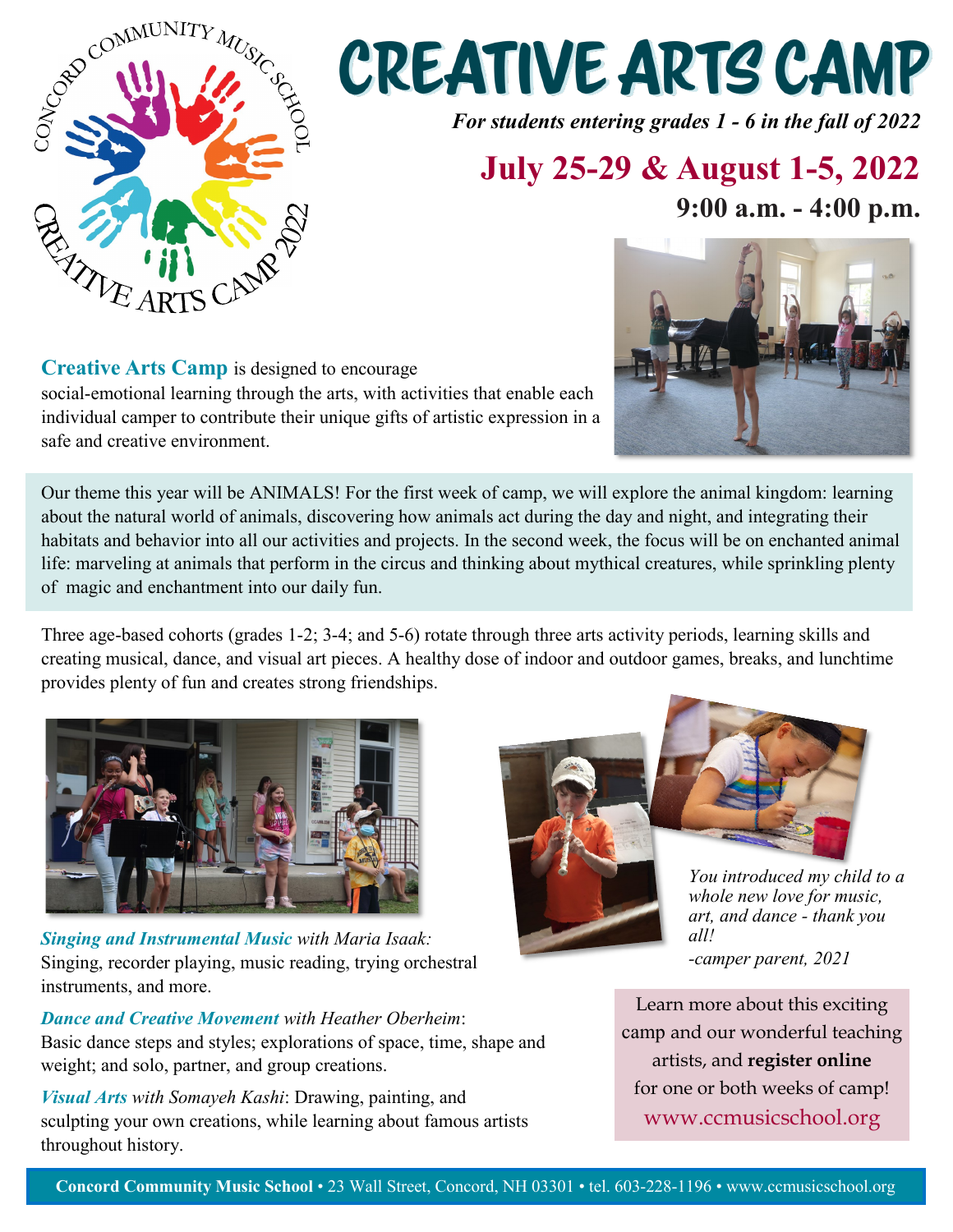# CREATIVE ARTS CAMP

*For students entering grades 1 - 6 in the fall of 2022*

## July 25-29 & August 1-5, 2022

**9:00 a.m. - 4:00 p.m.**

**Creative Arts Camp** is designed to encourage social-emotional learning through the arts, with activities that enable each individual camper to contribute their unique gifts of artistic expression in a safe and creative environment.

Our theme this year will be ANIMALS! For the first week of camp, we will explore the animal kingdom: learning about the natural world of animals, discovering how animals act during the day and night, and integrating their habitats and behavior into all our activities and projects. In the second week, the focus will be on enchanted animal life: marveling at animals that perform in the circus and thinking about mythical creatures, while sprinkling plenty of magic and enchantment into our daily fun.

Three age-based cohorts (grades 1-2; 3-4; and 5-6) rotate through three arts activity periods, learning skills and creating musical, dance, and visual art pieces. A healthy dose of indoor and outdoor games, breaks, and lunchtime provides plenty of fun and creates strong friendships.

***Singing and Instrumental Music*** *with Maria Isaak:* Singing, recorder playing, music reading, trying orchestral instruments, and more.

***Dance and Creative Movement*** *with Heather Oberheim*: Basic dance steps and styles; explorations of space, time, shape and weight; and solo, partner, and group creations.

***Visual Arts*** *with Somayeh Kashi*: Drawing, painting, and sculpting your own creations, while learning about famous artists throughout history.

*You introduced my child to a whole new love for music, art, and dance - thank you all!*
*-camper parent, 2021*

Learn more about this exciting camp and our wonderful teaching artists, and **register online** for one or both weeks of camp!
www.ccmusicschool.org

**Concord Community Music School** • 23 Wall Street, Concord, NH 03301 • tel. 603-228-1196 • www.ccmusicschool.org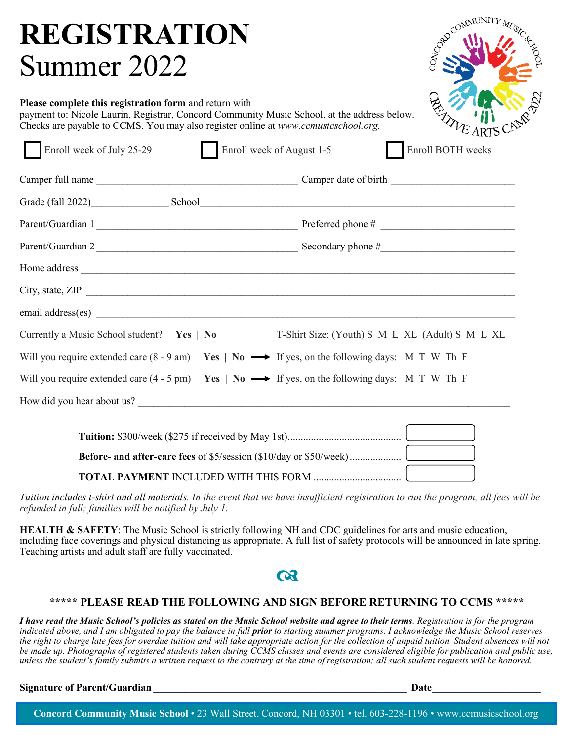# REGISTRATION
Summer 2022

**Please complete this registration form** and return with payment to: Nicole Laurin, Registrar, Concord Community Music School, at the address below. Checks are payable to CCMS. You may also register online at *www.ccmusicschool.org.*

☐ Enroll week of July 25-29   ☐ Enroll week of August 1-5   ☐ Enroll BOTH weeks

Camper full name ______________________________ Camper date of birth ____________________

Grade (fall 2022)____________ School________________________________________________

Parent/Guardian 1 ______________________________ Preferred phone # ____________________

Parent/Guardian 2 ______________________________ Secondary phone #____________________

Home address ______________________________________________________________________

City, state, ZIP ____________________________________________________________________

email address(es) __________________________________________________________________

Currently a Music School student? **Yes | No**   T-Shirt Size: (Youth) S M L XL (Adult) S M L XL

Will you require extended care (8 - 9 am) **Yes | No** ⟶ If yes, on the following days: M T W Th F

Will you require extended care (4 - 5 pm) **Yes | No** ⟶ If yes, on the following days: M T W Th F

How did you hear about us? _________________________________________________________

**Tuition:** $300/week ($275 if received by May 1st)........................................... [ ]

**Before- and after-care fees** of $5/session ($10/day or $50/week) .................... [ ]

**TOTAL PAYMENT** INCLUDED WITH THIS FORM ................................. [ ]

*Tuition includes t-shirt and all materials. In the event that we have insufficient registration to run the program, all fees will be refunded in full; families will be notified by July 1.*

**HEALTH & SAFETY**: The Music School is strictly following NH and CDC guidelines for arts and music education, including face coverings and physical distancing as appropriate. A full list of safety protocols will be announced in late spring. Teaching artists and adult staff are fully vaccinated.

**\*\*\*\*\* PLEASE READ THE FOLLOWING AND SIGN BEFORE RETURNING TO CCMS \*\*\*\*\***

***I have read the Music School's policies as stated on the Music School website and agree to their terms****. Registration is for the program indicated above, and I am obligated to pay the balance in full* ***prior*** *to starting summer programs. I acknowledge the Music School reserves the right to charge late fees for overdue tuition and will take appropriate action for the collection of unpaid tuition. Student absences will not be made up. Photographs of registered students taken during CCMS classes and events are considered eligible for publication and public use, unless the student's family submits a written request to the contrary at the time of registration; all such student requests will be honored.*

**Signature of Parent/Guardian** ________________________________________ **Date**__________________

**Concord Community Music School** • 23 Wall Street, Concord, NH 03301 • tel. 603-228-1196 • www.ccmusicschool.org